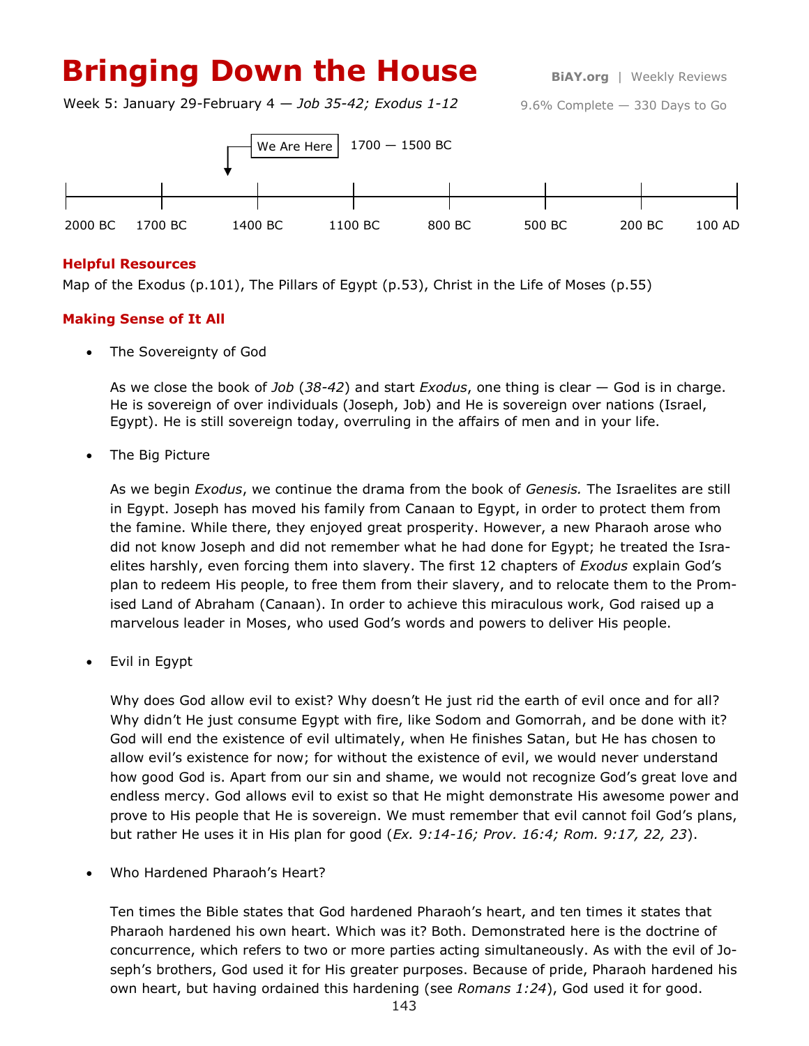# Bringing Down the House

**BiAY.org** | Weekly Reviews

Week 5: January 29-February 4 — *Job 35-42; Exodus 1-12*

9.6% Complete — 330 Days to Go

We Are Here 1700 — 1500 BC

2000 BC 1700 BC 1400 BC 1100 BC 800 BC 500 BC 200 BC 100 AD

### Helpful Resources

Map of the Exodus (p.101), The Pillars of Egypt (p.53), Christ in the Life of Moses (p.55)

### Making Sense of It All

- The Sovereignty of God

  As we close the book of *Job* (*38-42*) and start *Exodus*, one thing is clear — God is in charge. He is sovereign of over individuals (Joseph, Job) and He is sovereign over nations (Israel, Egypt). He is still sovereign today, overruling in the affairs of men and in your life.

- The Big Picture

  As we begin *Exodus*, we continue the drama from the book of *Genesis.* The Israelites are still in Egypt. Joseph has moved his family from Canaan to Egypt, in order to protect them from the famine. While there, they enjoyed great prosperity. However, a new Pharaoh arose who did not know Joseph and did not remember what he had done for Egypt; he treated the Israelites harshly, even forcing them into slavery. The first 12 chapters of *Exodus* explain God's plan to redeem His people, to free them from their slavery, and to relocate them to the Promised Land of Abraham (Canaan). In order to achieve this miraculous work, God raised up a marvelous leader in Moses, who used God's words and powers to deliver His people.

- Evil in Egypt

  Why does God allow evil to exist? Why doesn't He just rid the earth of evil once and for all? Why didn't He just consume Egypt with fire, like Sodom and Gomorrah, and be done with it? God will end the existence of evil ultimately, when He finishes Satan, but He has chosen to allow evil's existence for now; for without the existence of evil, we would never understand how good God is. Apart from our sin and shame, we would not recognize God's great love and endless mercy. God allows evil to exist so that He might demonstrate His awesome power and prove to His people that He is sovereign. We must remember that evil cannot foil God's plans, but rather He uses it in His plan for good (*Ex. 9:14-16; Prov. 16:4; Rom. 9:17, 22, 23*).

- Who Hardened Pharaoh's Heart?

  Ten times the Bible states that God hardened Pharaoh's heart, and ten times it states that Pharaoh hardened his own heart. Which was it? Both. Demonstrated here is the doctrine of concurrence, which refers to two or more parties acting simultaneously. As with the evil of Joseph's brothers, God used it for His greater purposes. Because of pride, Pharaoh hardened his own heart, but having ordained this hardening (see *Romans 1:24*), God used it for good.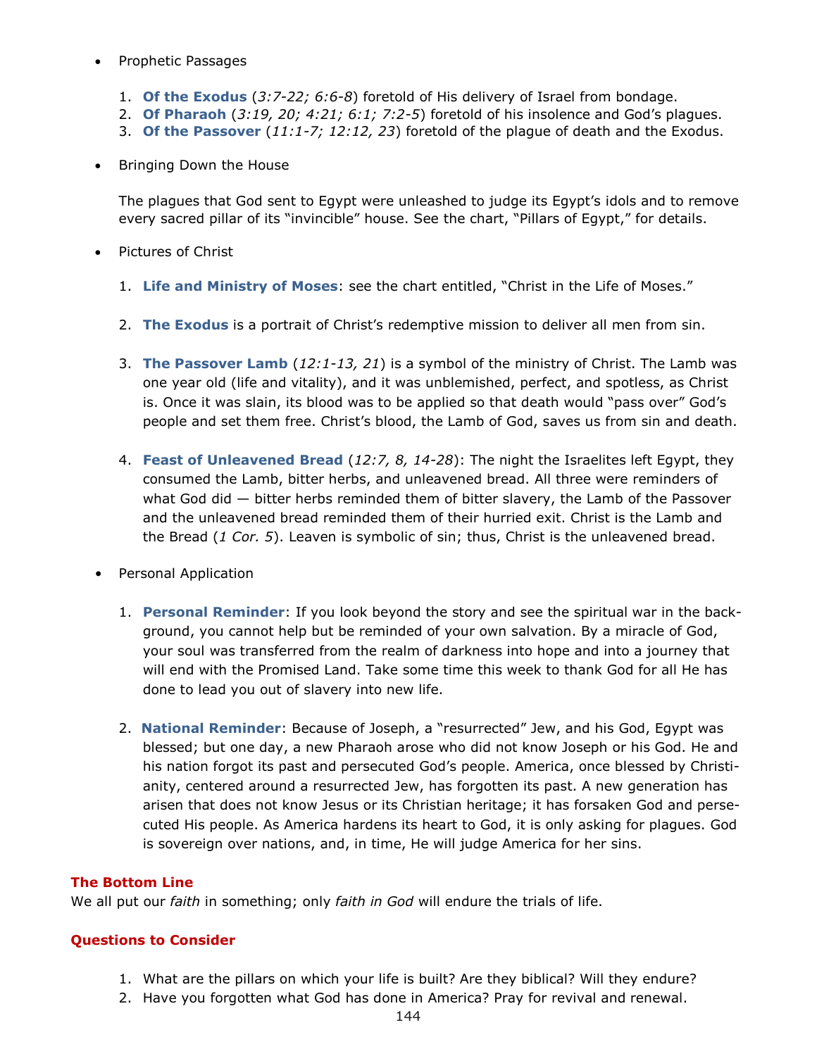- Prophetic Passages

    1. **Of the Exodus** (*3:7-22; 6:6-8*) foretold of His delivery of Israel from bondage.
    2. **Of Pharaoh** (*3:19, 20; 4:21; 6:1; 7:2-5*) foretold of his insolence and God's plagues.
    3. **Of the Passover** (*11:1-7; 12:12, 23*) foretold of the plague of death and the Exodus.

- Bringing Down the House

    The plagues that God sent to Egypt were unleashed to judge its Egypt's idols and to remove every sacred pillar of its "invincible" house. See the chart, "Pillars of Egypt," for details.

- Pictures of Christ

    1. **Life and Ministry of Moses**: see the chart entitled, "Christ in the Life of Moses."

    2. **The Exodus** is a portrait of Christ's redemptive mission to deliver all men from sin.

    3. **The Passover Lamb** (*12:1-13, 21*) is a symbol of the ministry of Christ. The Lamb was one year old (life and vitality), and it was unblemished, perfect, and spotless, as Christ is. Once it was slain, its blood was to be applied so that death would "pass over" God's people and set them free. Christ's blood, the Lamb of God, saves us from sin and death.

    4. **Feast of Unleavened Bread** (*12:7, 8, 14-28*): The night the Israelites left Egypt, they consumed the Lamb, bitter herbs, and unleavened bread. All three were reminders of what God did — bitter herbs reminded them of bitter slavery, the Lamb of the Passover and the unleavened bread reminded them of their hurried exit. Christ is the Lamb and the Bread (*1 Cor. 5*). Leaven is symbolic of sin; thus, Christ is the unleavened bread.

- Personal Application

    1. **Personal Reminder**: If you look beyond the story and see the spiritual war in the background, you cannot help but be reminded of your own salvation. By a miracle of God, your soul was transferred from the realm of darkness into hope and into a journey that will end with the Promised Land. Take some time this week to thank God for all He has done to lead you out of slavery into new life.

    2. **National Reminder**: Because of Joseph, a "resurrected" Jew, and his God, Egypt was blessed; but one day, a new Pharaoh arose who did not know Joseph or his God. He and his nation forgot its past and persecuted God's people. America, once blessed by Christianity, centered around a resurrected Jew, has forgotten its past. A new generation has arisen that does not know Jesus or its Christian heritage; it has forsaken God and persecuted His people. As America hardens its heart to God, it is only asking for plagues. God is sovereign over nations, and, in time, He will judge America for her sins.

## The Bottom Line

We all put our *faith* in something; only *faith in God* will endure the trials of life.

## Questions to Consider

1. What are the pillars on which your life is built? Are they biblical? Will they endure?
2. Have you forgotten what God has done in America? Pray for revival and renewal.